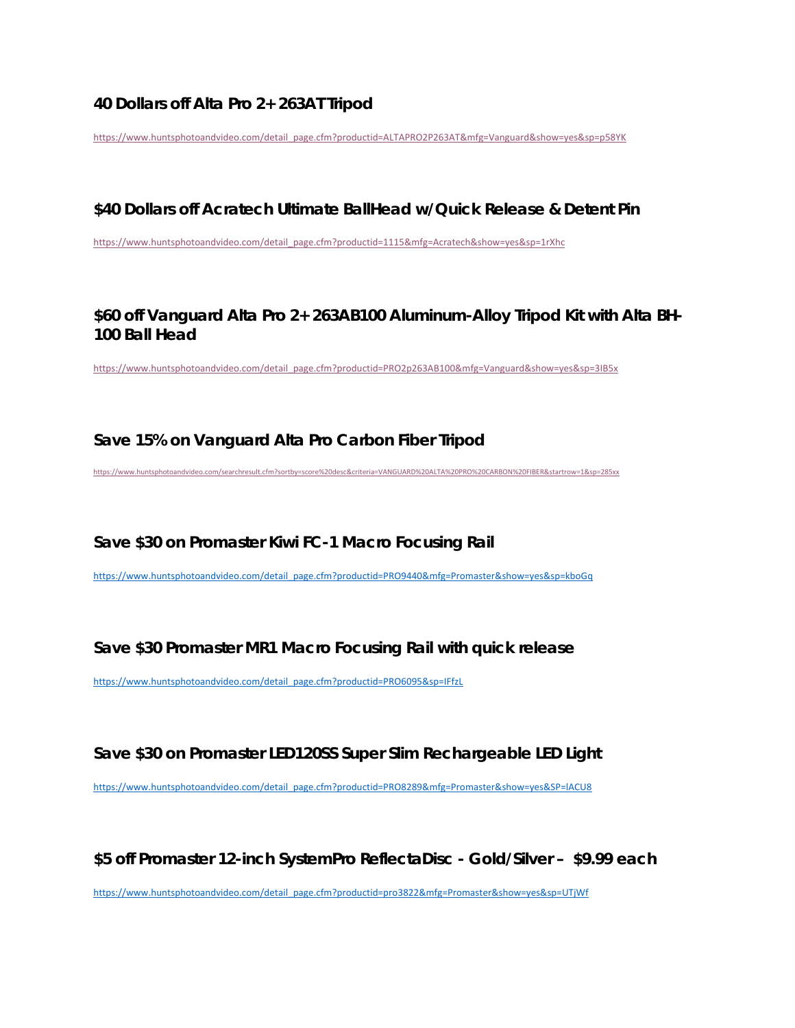### 40 Dollars off Alta Pro 2+ 263AT Tripod

https://www.huntsphotoandvideo.com/detail_page.cfm?productid=ALTAPRO2P263AT&mfg=Vanguard&show=yes&sp=p58YK

### $40 Dollars off Acratech Ultimate BallHead w/Quick Release & Detent Pin

https://www.huntsphotoandvideo.com/detail_page.cfm?productid=1115&mfg=Acratech&show=yes&sp=1rXhc

### $60 off Vanguard Alta Pro 2+ 263AB100 Aluminum-Alloy Tripod Kit with Alta BH-100 Ball Head

https://www.huntsphotoandvideo.com/detail_page.cfm?productid=PRO2p263AB100&mfg=Vanguard&show=yes&sp=3IB5x

### Save 15% on Vanguard Alta Pro Carbon Fiber Tripod

https://www.huntsphotoandvideo.com/searchresult.cfm?sortby=score%20desc&criteria=VANGUARD%20ALTA%20PRO%20CARBON%20FIBER&startrow=1&sp=285xx

### Save $30 on Promaster Kiwi FC-1 Macro Focusing Rail

https://www.huntsphotoandvideo.com/detail_page.cfm?productid=PRO9440&mfg=Promaster&show=yes&sp=kboGq

### Save $30 Promaster MR1 Macro Focusing Rail with quick release

https://www.huntsphotoandvideo.com/detail_page.cfm?productid=PRO6095&sp=IFfzL

### Save $30 on Promaster LED120SS Super Slim Rechargeable LED Light

https://www.huntsphotoandvideo.com/detail_page.cfm?productid=PRO8289&mfg=Promaster&show=yes&SP=lACU8

### $5 off Promaster 12-inch SystemPro ReflectaDisc - Gold/Silver – $9.99 each

https://www.huntsphotoandvideo.com/detail_page.cfm?productid=pro3822&mfg=Promaster&show=yes&sp=UTjWf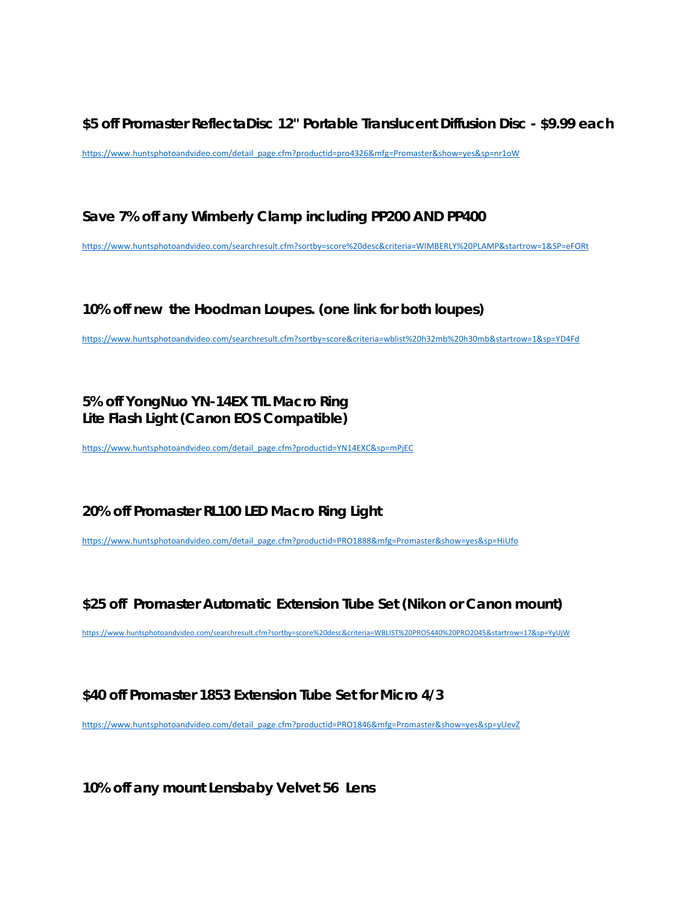**$5 off Promaster ReflectaDisc 12" Portable Translucent Diffusion Disc - $9.99 each**

https://www.huntsphotoandvideo.com/detail_page.cfm?productid=pro4326&mfg=Promaster&show=yes&sp=nr1oW

**Save 7% off any Wimberly Clamp including PP200 AND PP400**

https://www.huntsphotoandvideo.com/searchresult.cfm?sortby=score%20desc&criteria=WIMBERLY%20PLAMP&startrow=1&SP=eFORt

**10% off new the Hoodman Loupes. (one link for both loupes)**

https://www.huntsphotoandvideo.com/searchresult.cfm?sortby=score&criteria=wblist%20h32mb%20h30mb&startrow=1&sp=YD4Fd

**5% off YongNuo YN-14EX TTL Macro Ring Lite Flash Light (Canon EOS Compatible)**

https://www.huntsphotoandvideo.com/detail_page.cfm?productid=YN14EXC&sp=mPjEC

**20% off Promaster RL100 LED Macro Ring Light**

https://www.huntsphotoandvideo.com/detail_page.cfm?productid=PRO1888&mfg=Promaster&show=yes&sp=HiUfo

**$25 off Promaster Automatic Extension Tube Set (Nikon or Canon mount)**

https://www.huntsphotoandvideo.com/searchresult.cfm?sortby=score%20desc&criteria=WBLIST%20PRO5440%20PRO2045&startrow=17&sp=YyUjW

**$40 off Promaster 1853 Extension Tube Set for Micro 4/3**

https://www.huntsphotoandvideo.com/detail_page.cfm?productid=PRO1846&mfg=Promaster&show=yes&sp=yUevZ

**10% off any mount Lensbaby Velvet 56 Lens**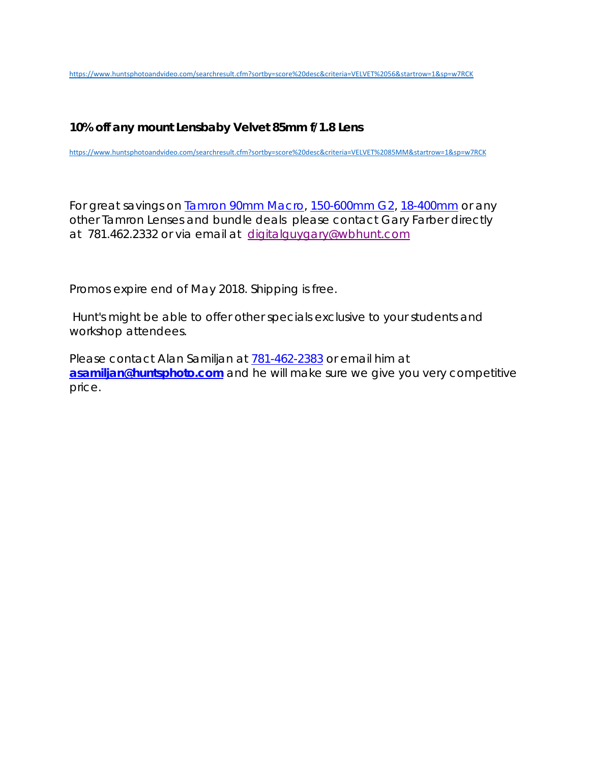https://www.huntsphotoandvideo.com/searchresult.cfm?sortby=score%20desc&criteria=VELVET%2056&startrow=1&sp=w7RCK

**10% off any mount Lensbaby Velvet 85mm f/1.8 Lens**

https://www.huntsphotoandvideo.com/searchresult.cfm?sortby=score%20desc&criteria=VELVET%2085MM&startrow=1&sp=w7RCK

For great savings on Tamron 90mm Macro, 150-600mm G2, 18-400mm or any other Tamron Lenses and bundle deals please contact Gary Farber directly at 781.462.2332 or via email at digitalguygary@wbhunt.com

Promos expire end of May 2018. Shipping is free.

Hunt's might be able to offer other specials exclusive to your students and workshop attendees.

Please contact Alan Samiljan at 781-462-2383 or email him at **asamiljan@huntsphoto.com** and he will make sure we give you very competitive price.